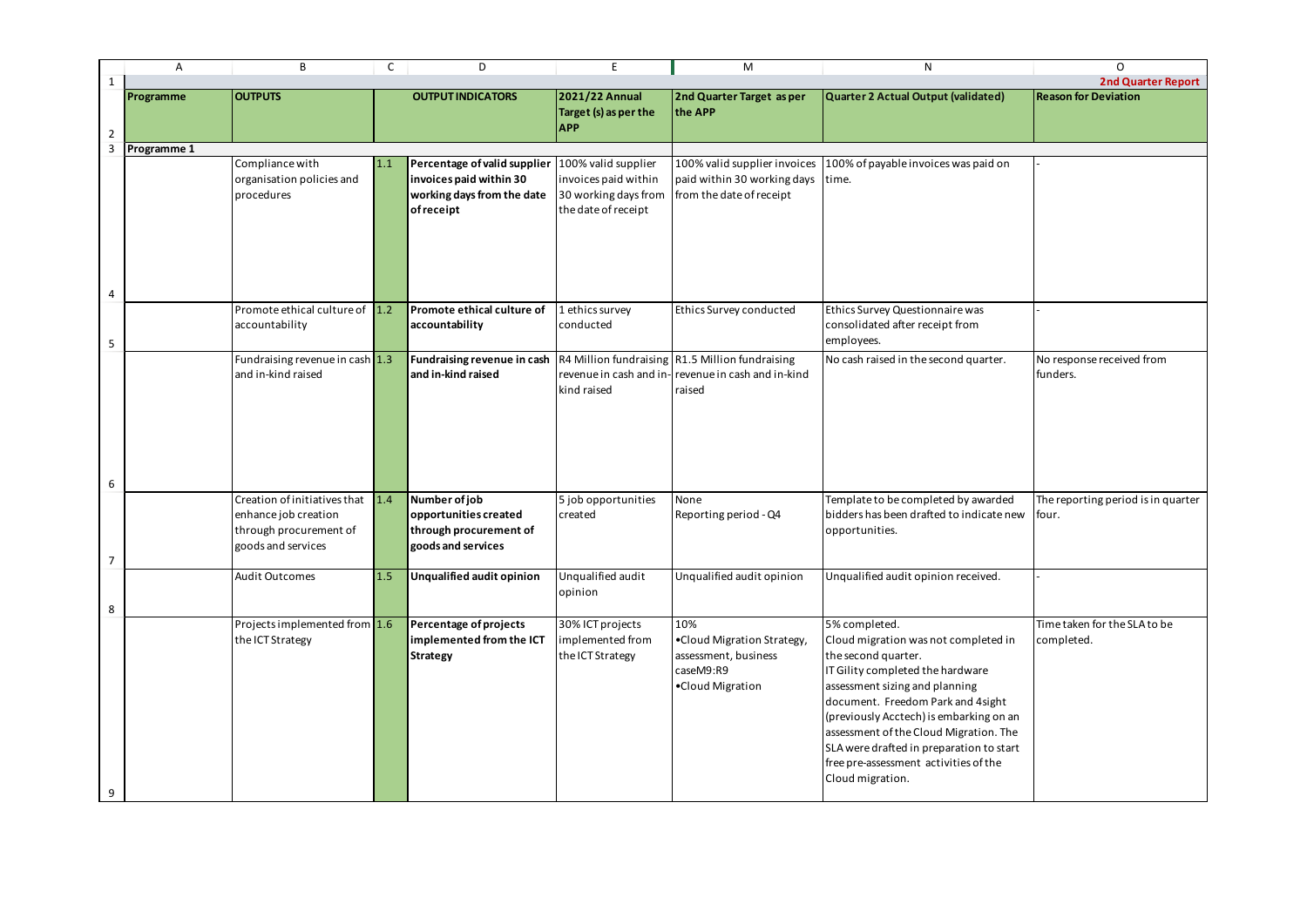**2nd Quarter Report**

| Programme | OUTPUTS | | OUTPUT INDICATORS | 2021/22 Annual Target (s) as per the APP | 2nd Quarter Target as per the APP | Quarter 2 Actual Output (validated) | Reason for Deviation |
|---|---|---|---|---|---|---|---|
| **Programme 1** | | | | | | | |
| | Compliance with organisation policies and procedures | 1.1 | **Percentage of valid supplier invoices paid within 30 working days from the date of receipt** | 100% valid supplier invoices paid within 30 working days from the date of receipt | 100% valid supplier invoices paid within 30 working days from the date of receipt | 100% of payable invoices was paid on time. | - |
| | Promote ethical culture of accountability | 1.2 | **Promote ethical culture of accountability** | 1 ethics survey conducted | Ethics Survey conducted | Ethics Survey Questionnaire was consolidated after receipt from employees. | - |
| | Fundraising revenue in cash and in-kind raised | 1.3 | **Fundraising revenue in cash and in-kind raised** | R4 Million fundraising revenue in cash and in-kind raised | R1.5 Million fundraising revenue in cash and in-kind raised | No cash raised in the second quarter. | No response received from funders. |
| | Creation of initiatives that enhance job creation through procurement of goods and services | 1.4 | **Number of job opportunities created through procurement of goods and services** | 5 job opportunities created | None<br>Reporting period - Q4 | Template to be completed by awarded bidders has been drafted to indicate new opportunities. | The reporting period is in quarter four. |
| | Audit Outcomes | 1.5 | **Unqualified audit opinion** | Unqualified audit opinion | Unqualified audit opinion | Unqualified audit opinion received. | - |
| | Projects implemented from the ICT Strategy | 1.6 | **Percentage of projects implemented from the ICT Strategy** | 30% ICT projects implemented from the ICT Strategy | 10%<br>•Cloud Migration Strategy, assessment, business caseM9:R9<br>•Cloud Migration | 5% completed.<br>Cloud migration was not completed in the second quarter.<br>IT Gility completed the hardware assessment sizing and planning document. Freedom Park and 4sight (previously Acctech) is embarking on an assessment of the Cloud Migration. The SLA were drafted in preparation to start free pre-assessment activities of the Cloud migration. | Time taken for the SLA to be completed. |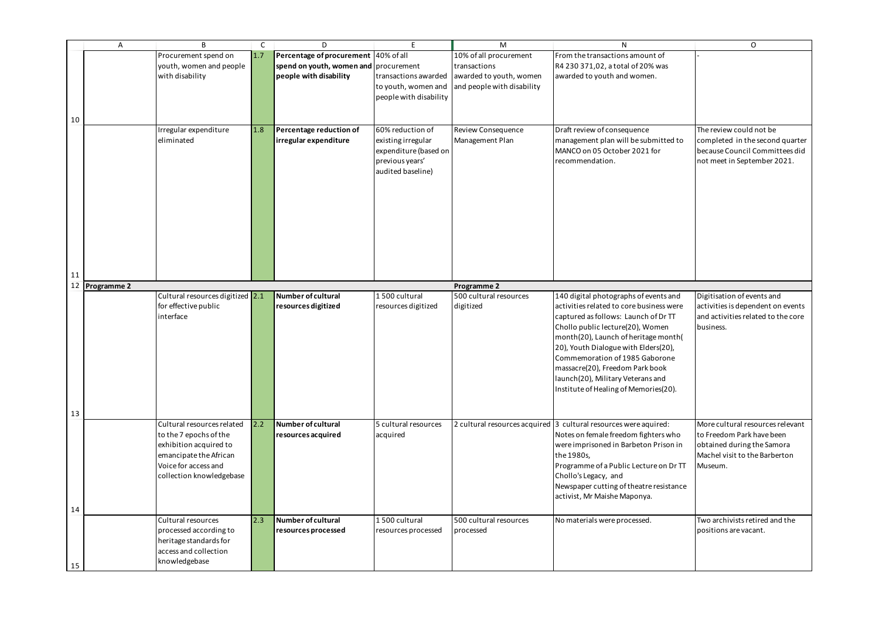| A | B | C | D | E | M | N | O |
|---|---|---|---|---|---|---|---|
| | Procurement spend on youth, women and people with disability | 1.7 | **Percentage of procurement spend on youth, women and people with disability** | 40% of all procurement transactions awarded to youth, women and people with disability | 10% of all procurement transactions awarded to youth, women and people with disability | From the transactions amount of R4 230 371,02, a total of 20% was awarded to youth and women. | - |
| | Irregular expenditure eliminated | 1.8 | **Percentage reduction of irregular expenditure** | 60% reduction of existing irregular expenditure (based on previous years' audited baseline) | Review Consequence Management Plan | Draft review of consequence management plan will be submitted to MANCO on 05 October 2021 for recommendation. | The review could not be completed in the second quarter because Council Committees did not meet in September 2021. |
| **Programme 2** | | | | | **Programme 2** | | |
| | Cultural resources digitized for effective public interface | 2.1 | **Number of cultural resources digitized** | 1 500 cultural resources digitized | 500 cultural resources digitized | 140 digital photographs of events and activities related to core business were captured as follows: Launch of Dr TT Chollo public lecture(20), Women month(20), Launch of heritage month( 20), Youth Dialogue with Elders(20), Commemoration of 1985 Gaborone massacre(20), Freedom Park book launch(20), Military Veterans and Institute of Healing of Memories(20). | Digitisation of events and activities is dependent on events and activities related to the core business. |
| | Cultural resources related to the 7 epochs of the exhibition acquired to emancipate the African Voice for access and collection knowledgebase | 2.2 | **Number of cultural resources acquired** | 5 cultural resources acquired | 2 cultural resources acquired | 3 cultural resources were aquired: Notes on female freedom fighters who were imprisoned in Barbeton Prison in the 1980s, Programme of a Public Lecture on Dr TT Chollo's Legacy, and Newspaper cutting of theatre resistance activist, Mr Maishe Maponya. | More cultural resources relevant to Freedom Park have been obtained during the Samora Machel visit to the Barberton Museum. |
| | Cultural resources processed according to heritage standards for access and collection knowledgebase | 2.3 | **Number of cultural resources processed** | 1 500 cultural resources processed | 500 cultural resources processed | No materials were processed. | Two archivists retired and the positions are vacant. |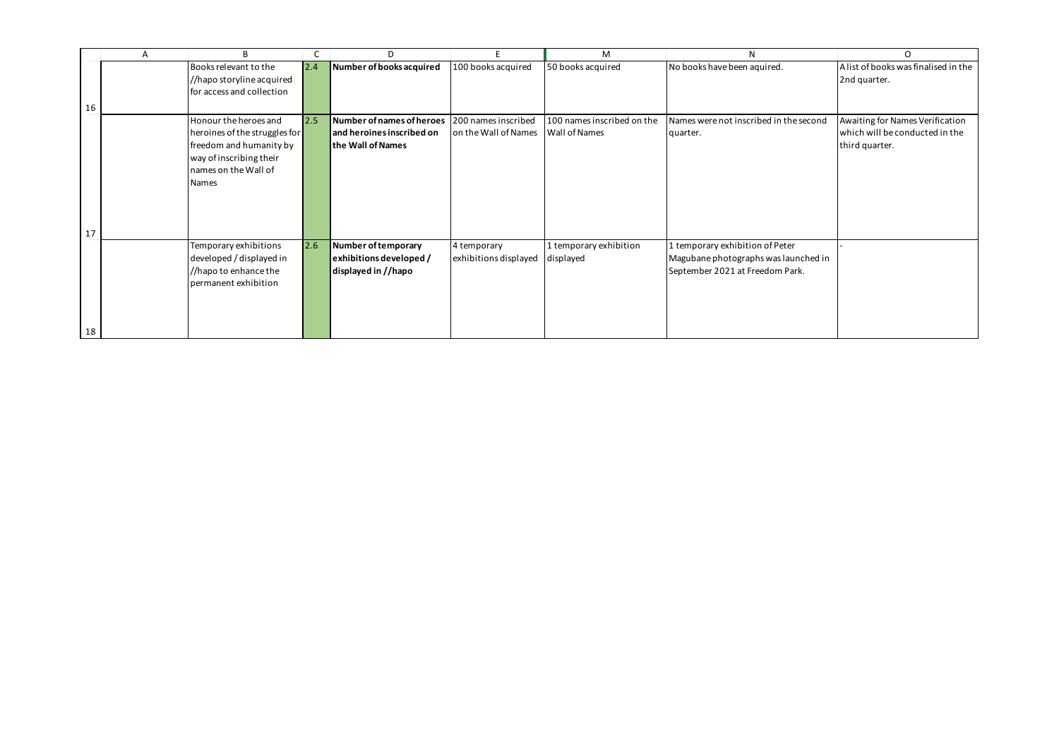| | A | B | C | D | E | M | N | O |
|---|---|---|---|---|---|---|---|---|
| 16 | | Books relevant to the //hapo storyline acquired for access and collection | 2.4 | **Number of books acquired** | 100 books acquired | 50 books acquired | No books have been aquired. | A list of books was finalised in the 2nd quarter. |
| 17 | | Honour the heroes and heroines of the struggles for freedom and humanity by way of inscribing their names on the Wall of Names | 2.5 | **Number of names of heroes and heroines inscribed on the Wall of Names** | 200 names inscribed on the Wall of Names | 100 names inscribed on the Wall of Names | Names were not inscribed in the second quarter. | Awaiting for Names Verification which will be conducted in the third quarter. |
| 18 | | Temporary exhibitions developed / displayed in //hapo to enhance the permanent exhibition | 2.6 | **Number of temporary exhibitions developed / displayed in //hapo** | 4 temporary exhibitions displayed | 1 temporary exhibition displayed | 1 temporary exhibition of Peter Magubane photographs was launched in September 2021 at Freedom Park. | - |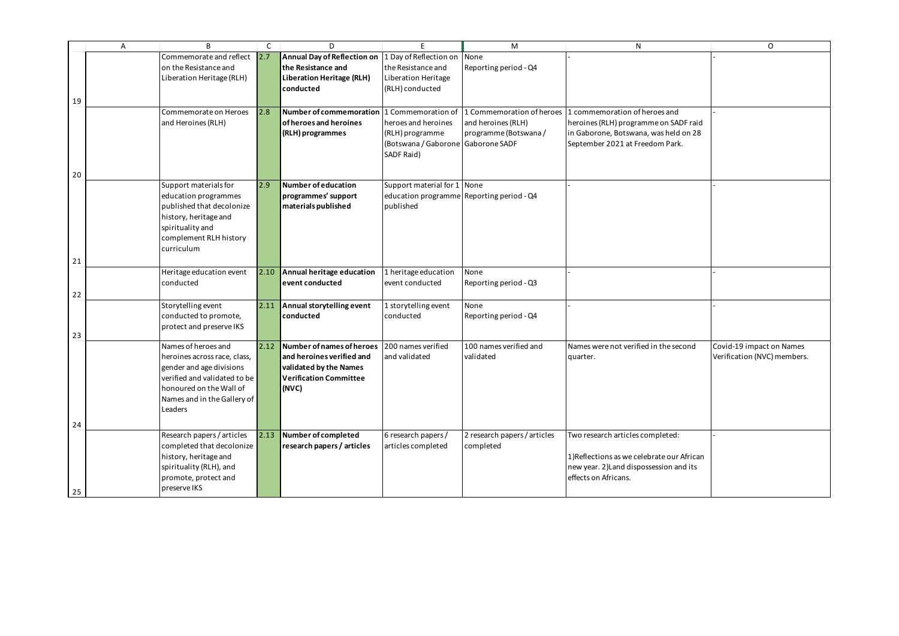| A | B | C | D | E | M | N | O |
|---|---|---|---|---|---|---|---|
| | Commemorate and reflect on the Resistance and Liberation Heritage (RLH) | 2.7 | **Annual Day of Reflection on the Resistance and Liberation Heritage (RLH) conducted** | 1 Day of Reflection on the Resistance and Liberation Heritage (RLH) conducted | None<br>Reporting period - Q4 | - | - |
| | Commemorate on Heroes and Heroines (RLH) | 2.8 | **Number of commemoration of heroes and heroines (RLH) programmes** | 1 Commemoration of heroes and heroines (RLH) programme (Botswana / Gaborone SADF Raid) | 1 Commemoration of heroes and heroines (RLH) programme (Botswana / Gaborone SADF | 1 commemoration of heroes and heroines (RLH) programme on SADF raid in Gaborone, Botswana, was held on 28 September 2021 at Freedom Park. | - |
| | Support materials for education programmes published that decolonize history, heritage and spirituality and complement RLH history curriculum | 2.9 | **Number of education programmes' support materials published** | Support material for 1 education programme published | None<br>Reporting period - Q4 | - | - |
| | Heritage education event conducted | 2.10 | **Annual heritage education event conducted** | 1 heritage education event conducted | None<br>Reporting period - Q3 | - | - |
| | Storytelling event conducted to promote, protect and preserve IKS | 2.11 | **Annual storytelling event conducted** | 1 storytelling event conducted | None<br>Reporting period - Q4 | - | - |
| | Names of heroes and heroines across race, class, gender and age divisions verified and validated to be honoured on the Wall of Names and in the Gallery of Leaders | 2.12 | **Number of names of heroes and heroines verified and validated by the Names Verification Committee (NVC)** | 200 names verified and validated | 100 names verified and validated | Names were not verified in the second quarter. | Covid-19 impact on Names Verification (NVC) members. |
| | Research papers / articles completed that decolonize history, heritage and spirituality (RLH), and promote, protect and preserve IKS | 2.13 | **Number of completed research papers / articles** | 6 research papers / articles completed | 2 research papers / articles completed | Two research articles completed:<br>1)Reflections as we celebrate our African new year. 2)Land dispossession and its effects on Africans. | - |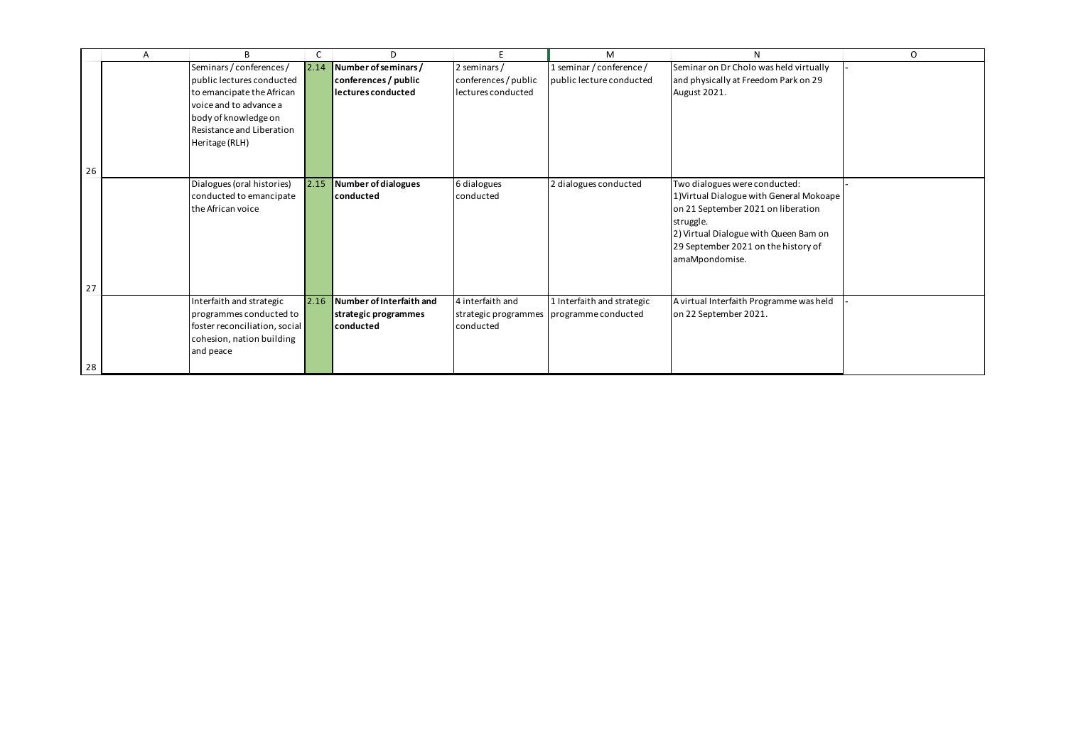| | A | B | C | D | E | M | N | O |
|---|---|---|---|---|---|---|---|---|
| 26 | | Seminars / conferences / public lectures conducted to emancipate the African voice and to advance a body of knowledge on Resistance and Liberation Heritage (RLH) | 2.14 | **Number of seminars / conferences / public lectures conducted** | 2 seminars / conferences / public lectures conducted | 1 seminar / conference / public lecture conducted | Seminar on Dr Cholo was held virtually and physically at Freedom Park on 29 August 2021. | - |
| 27 | | Dialogues (oral histories) conducted to emancipate the African voice | 2.15 | **Number of dialogues conducted** | 6 dialogues conducted | 2 dialogues conducted | Two dialogues were conducted:<br>1)Virtual Dialogue with General Mokoape on 21 September 2021 on liberation struggle.<br>2) Virtual Dialogue with Queen Bam on 29 September 2021 on the history of amaMpondomise. | - |
| 28 | | Interfaith and strategic programmes conducted to foster reconciliation, social cohesion, nation building and peace | 2.16 | **Number of Interfaith and strategic programmes conducted** | 4 interfaith and strategic programmes conducted | 1 Interfaith and strategic programme conducted | A virtual Interfaith Programme was held on 22 September 2021. | - |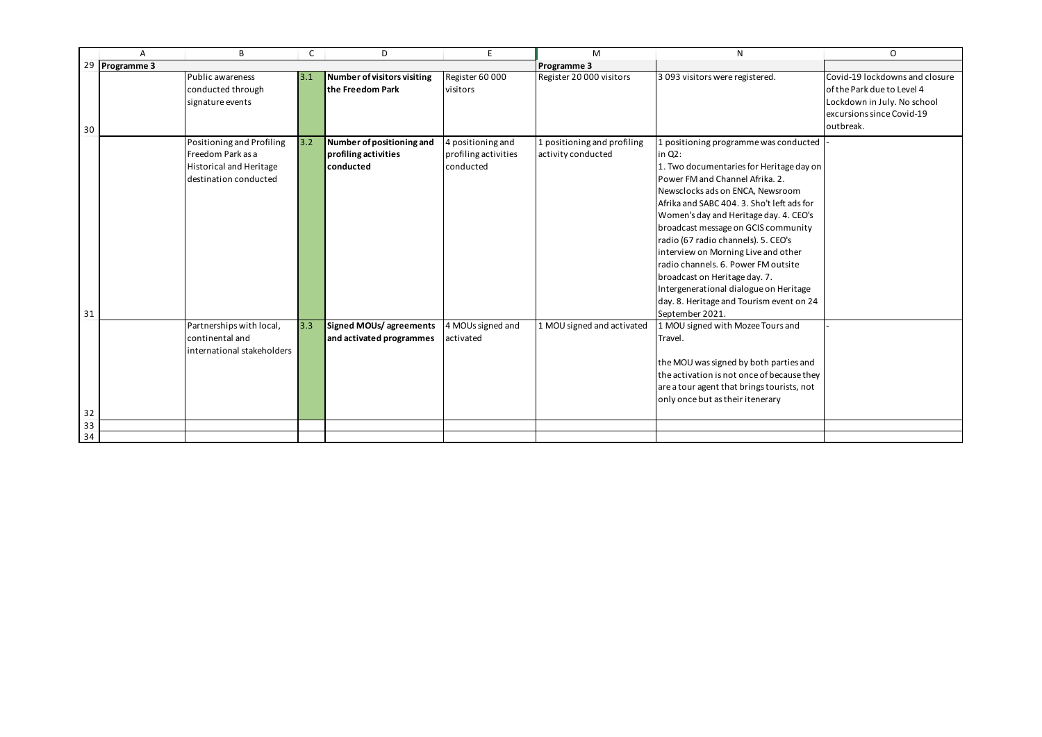| Programme 3 | | | | | Programme 3 | | |
|---|---|---|---|---|---|---|---|
| | Public awareness conducted through signature events | 3.1 | **Number of visitors visiting the Freedom Park** | Register 60 000 visitors | Register 20 000 visitors | 3 093 visitors were registered. | Covid-19 lockdowns and closure of the Park due to Level 4 Lockdown in July. No school excursions since Covid-19 outbreak. |
| | Positioning and Profiling Freedom Park as a Historical and Heritage destination conducted | 3.2 | **Number of positioning and profiling activities conducted** | 4 positioning and profiling activities conducted | 1 positioning and profiling activity conducted | 1 positioning programme was conducted in Q2: 1. Two documentaries for Heritage day on Power FM and Channel Afrika. 2. Newsclocks ads on ENCA, Newsroom Afrika and SABC 404. 3. Sho't left ads for Women's day and Heritage day. 4. CEO's broadcast message on GCIS community radio (67 radio channels). 5. CEO's interview on Morning Live and other radio channels. 6. Power FM outsite broadcast on Heritage day. 7. Intergenerational dialogue on Heritage day. 8. Heritage and Tourism event on 24 September 2021. | - |
| | Partnerships with local, continental and international stakeholders | 3.3 | **Signed MOUs/ agreements and activated programmes** | 4 MOUs signed and activated | 1 MOU signed and activated | 1 MOU signed with Mozee Tours and Travel. the MOU was signed by both parties and the activation is not once of because they are a tour agent that brings tourists, not only once but as their itenerary | - |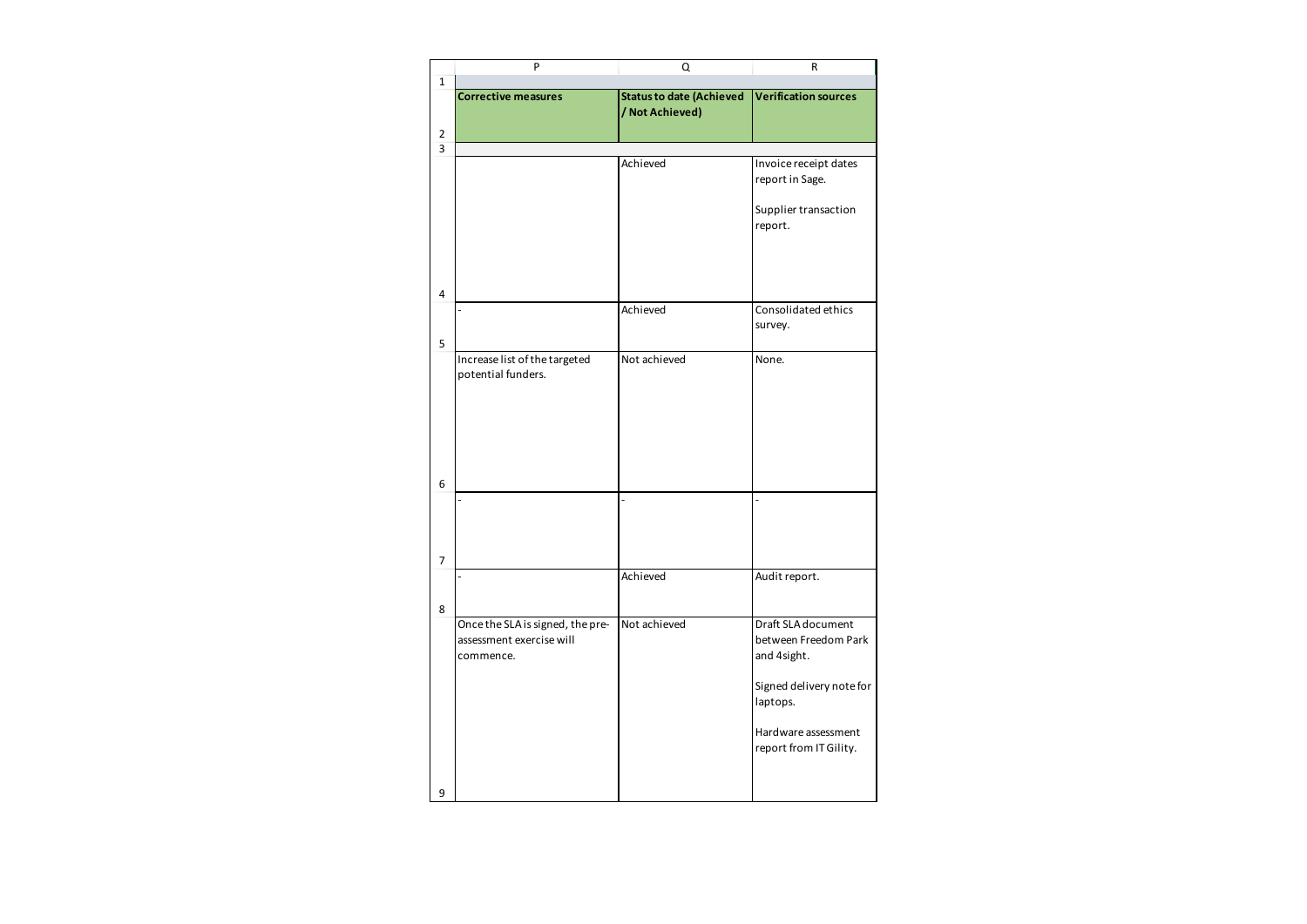| Corrective measures | Status to date (Achieved / Not Achieved) | Verification sources |
| --- | --- | --- |
| | | |
| | Achieved | Invoice receipt dates report in Sage.<br><br>Supplier transaction report. |
| - | Achieved | Consolidated ethics survey. |
| Increase list of the targeted potential funders. | Not achieved | None. |
| - | - | - |
| - | Achieved | Audit report. |
| Once the SLA is signed, the pre-assessment exercise will commence. | Not achieved | Draft SLA document between Freedom Park and 4sight.<br><br>Signed delivery note for laptops.<br><br>Hardware assessment report from IT Gility. |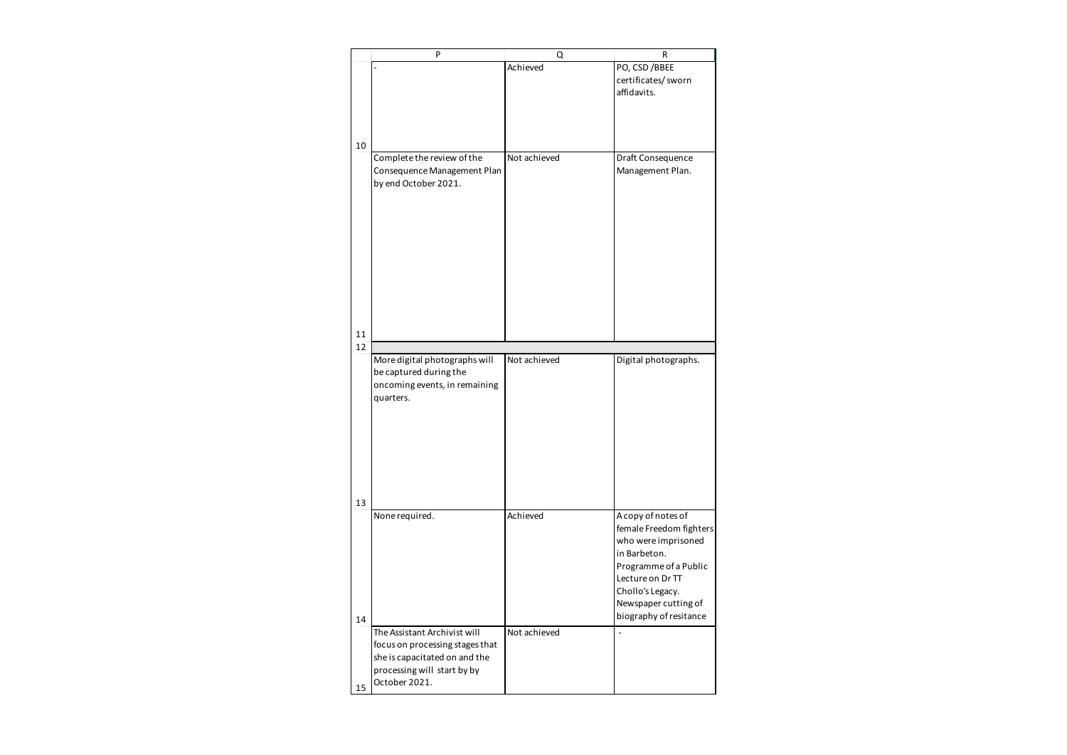| | P | Q | R |
|---|---|---|---|
| 10 | - | Achieved | PO, CSD /BBEE certificates/ sworn affidavits. |
| 11 | Complete the review of the Consequence Management Plan by end October 2021. | Not achieved | Draft Consequence Management Plan. |
| 12 | | | |
| 13 | More digital photographs will be captured during the oncoming events, in remaining quarters. | Not achieved | Digital photographs. |
| 14 | None required. | Achieved | A copy of notes of female Freedom fighters who were imprisoned in Barbeton. Programme of a Public Lecture on Dr TT Chollo's Legacy. Newspaper cutting of biography of resitance |
| 15 | The Assistant Archivist will focus on processing stages that she is capacitated on and the processing will start by by October 2021. | Not achieved | - |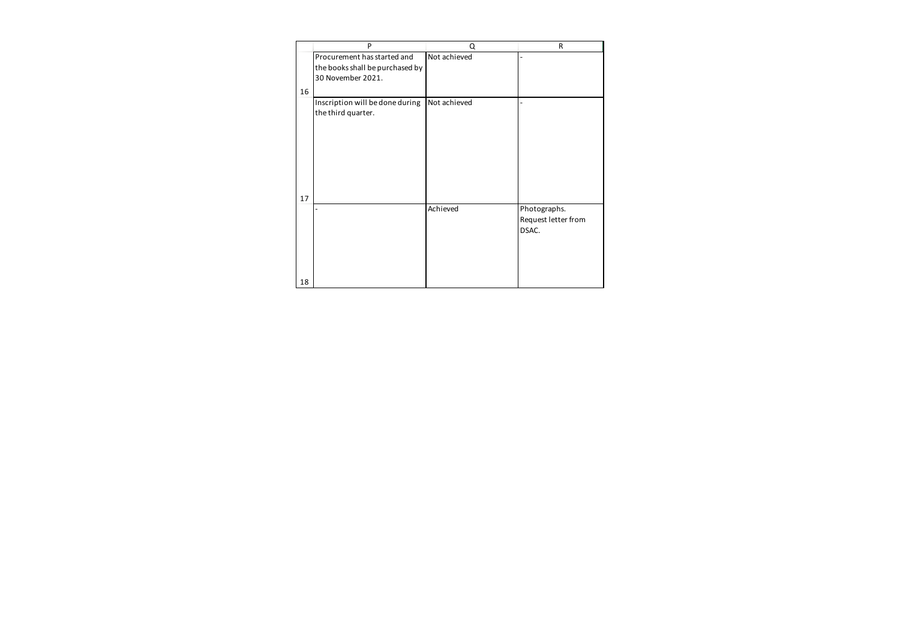| | P | Q | R |
|---|---|---|---|
| 16 | Procurement has started and the books shall be purchased by 30 November 2021. | Not achieved | - |
| 17 | Inscription will be done during the third quarter. | Not achieved | - |
| 18 | - | Achieved | Photographs. Request letter from DSAC. |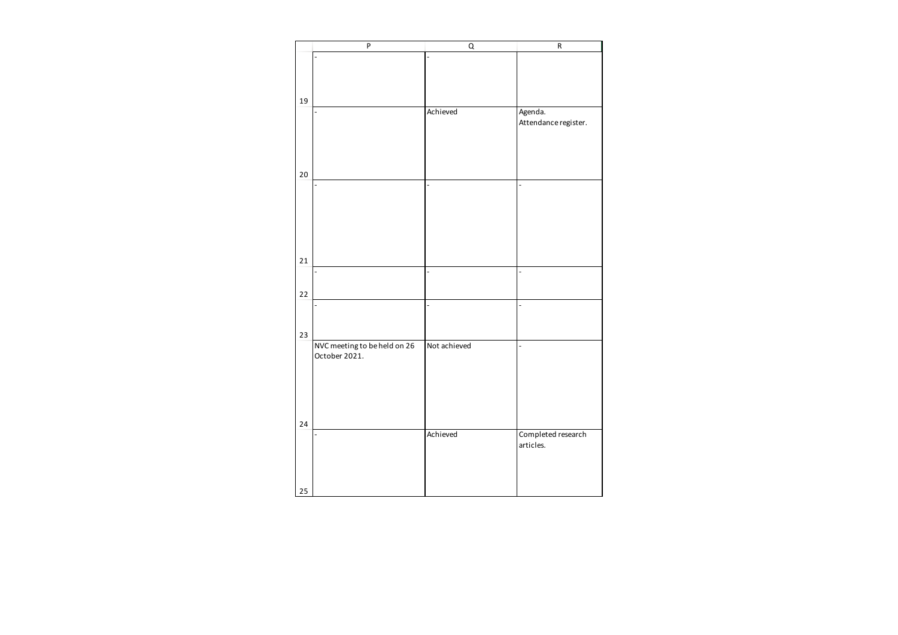| | P | Q | R |
|---|---|---|---|
| 19 | - | - | |
| 20 | - | Achieved | Agenda.<br>Attendance register. |
| 21 | - | - | - |
| 22 | - | - | - |
| 23 | - | - | - |
| 24 | NVC meeting to be held on 26 October 2021. | Not achieved | - |
| 25 | - | Achieved | Completed research articles. |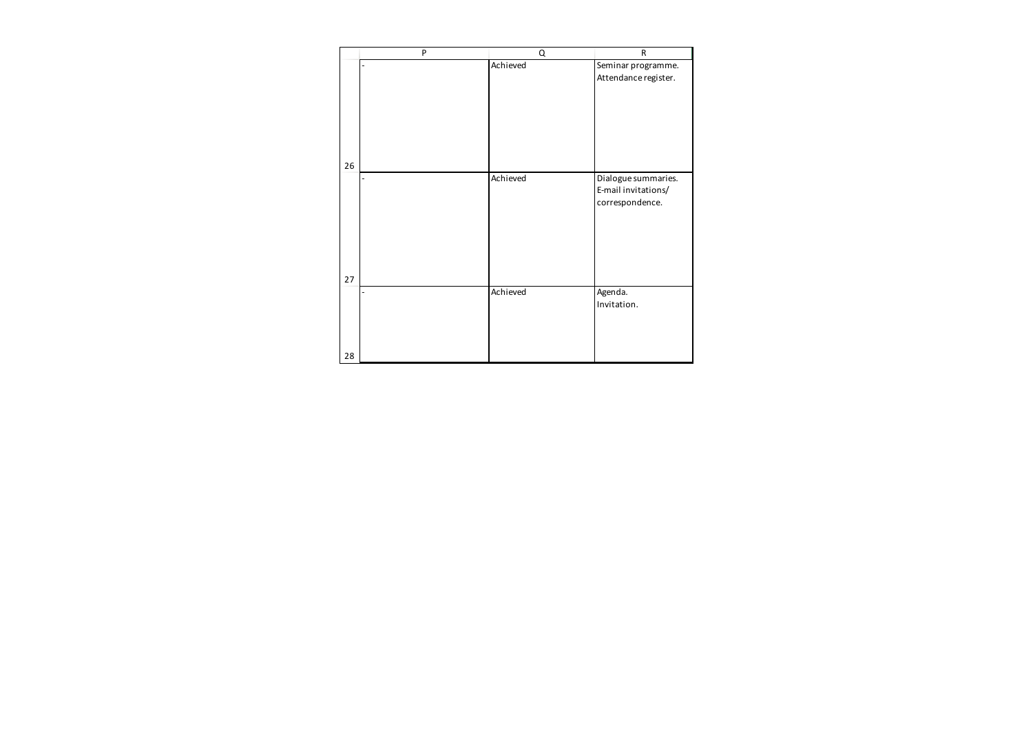| | P | Q | R |
|---|---|---|---|
| 26 | - | Achieved | Seminar programme.<br>Attendance register. |
| 27 | - | Achieved | Dialogue summaries.<br>E-mail invitations/<br>correspondence. |
| 28 | - | Achieved | Agenda.<br>Invitation. |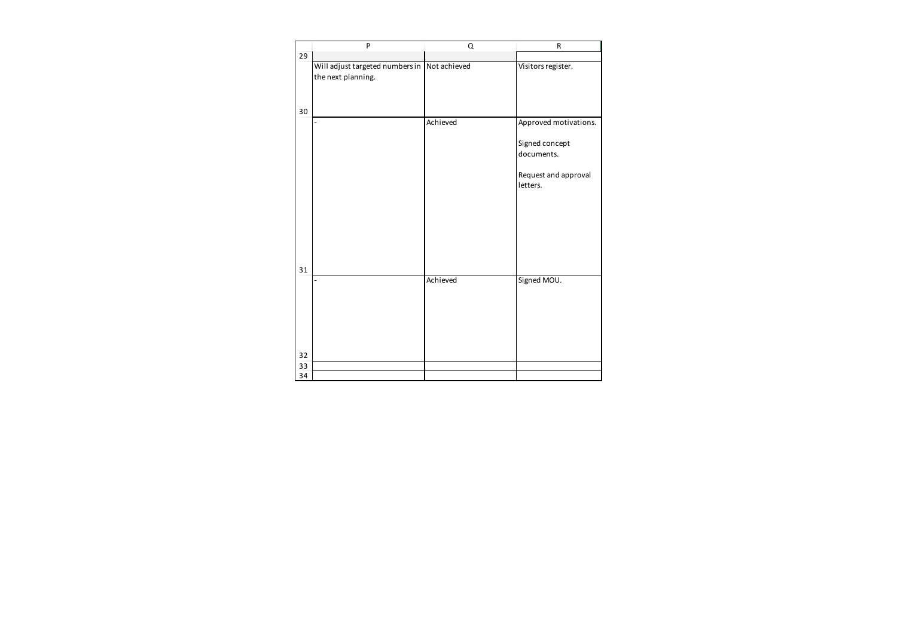| | | |
|---|---|---|
| Will adjust targeted numbers in the next planning. | Not achieved | Visitors register. |
| - | Achieved | Approved motivations.<br><br>Signed concept documents.<br><br>Request and approval letters. |
| - | Achieved | Signed MOU. |